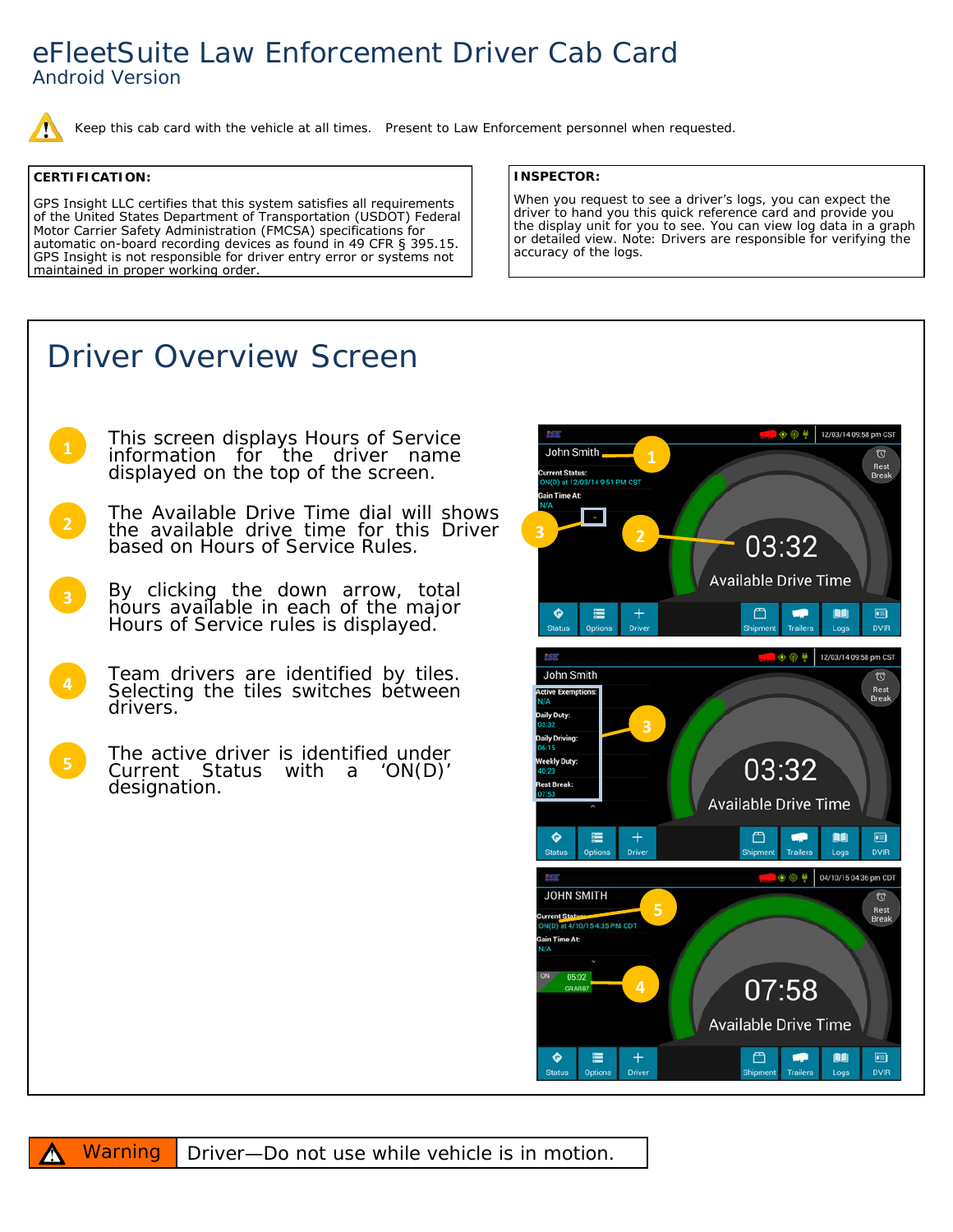# eFleetSuite Law Enforcement Driver Cab Card

Android Version

Keep this cab card with the vehicle at all times. Present to Law Enforcement personnel when requested.

**CERTIFICATION:**

GPS Insight LLC certifies that this system satisfies all requirements of the United States Department of Transportation (USDOT) Federal Motor Carrier Safety Administration (FMCSA) specifications for automatic on-board recording devices as found in 49 CFR § 395.15. GPS Insight is not responsible for driver entry error or systems not maintained in proper working order.

**INSPECTOR:**

When you request to see a driver's logs, you can expect the driver to hand you this quick reference card and provide you the display unit for you to see. You can view log data in a graph or detailed view. Note: Drivers are responsible for verifying the accuracy of the logs.

## Driver Overview Screen

1. This screen displays Hours of Service information for the driver name displayed on the top of the screen.
2. The Available Drive Time dial will shows the available drive time for this Driver based on Hours of Service Rules.
3. By clicking the down arrow, total hours available in each of the major Hours of Service rules is displayed.
4. Team drivers are identified by tiles. Selecting the tiles switches between drivers.
5. The active driver is identified under Current Status with a 'ON(D)' designation.

Warning | Driver—Do not use while vehicle is in motion.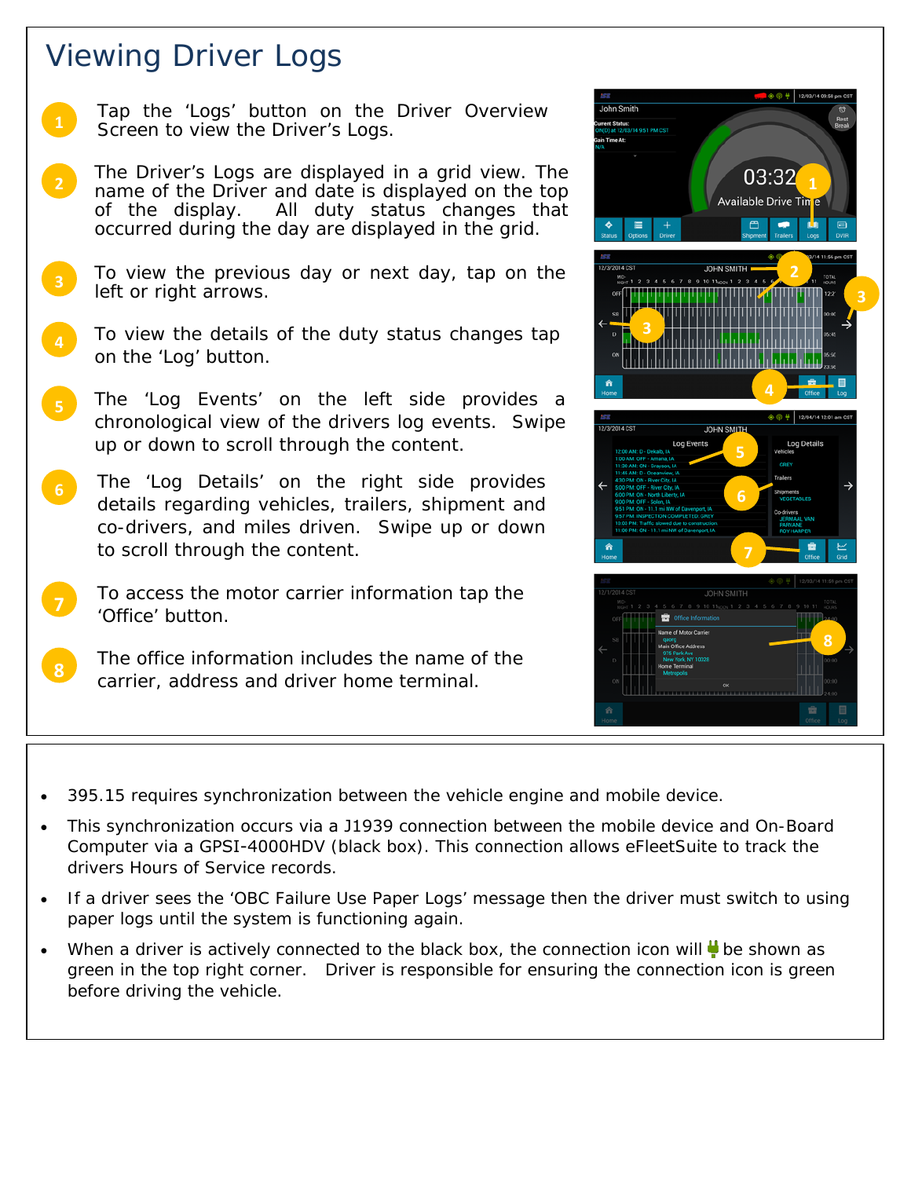# Viewing Driver Logs

1. Tap the 'Logs' button on the Driver Overview Screen to view the Driver's Logs.

2. The Driver's Logs are displayed in a grid view. The name of the Driver and date is displayed on the top of the display. All duty status changes that occurred during the day are displayed in the grid.

3. To view the previous day or next day, tap on the left or right arrows.

4. To view the details of the duty status changes tap on the 'Log' button.

5. The 'Log Events' on the left side provides a chronological view of the drivers log events. Swipe up or down to scroll through the content.

6. The 'Log Details' on the right side provides details regarding vehicles, trailers, shipment and co-drivers, and miles driven. Swipe up or down to scroll through the content.

7. To access the motor carrier information tap the 'Office' button.

8. The office information includes the name of the carrier, address and driver home terminal.

- 395.15 requires synchronization between the vehicle engine and mobile device.
- This synchronization occurs via a J1939 connection between the mobile device and On-Board Computer via a GPSI-4000HDV (black box). This connection allows eFleetSuite to track the drivers Hours of Service records.
- If a driver sees the 'OBC Failure Use Paper Logs' message then the driver must switch to using paper logs until the system is functioning again.
- When a driver is actively connected to the black box, the connection icon will be shown as green in the top right corner. Driver is responsible for ensuring the connection icon is green before driving the vehicle.